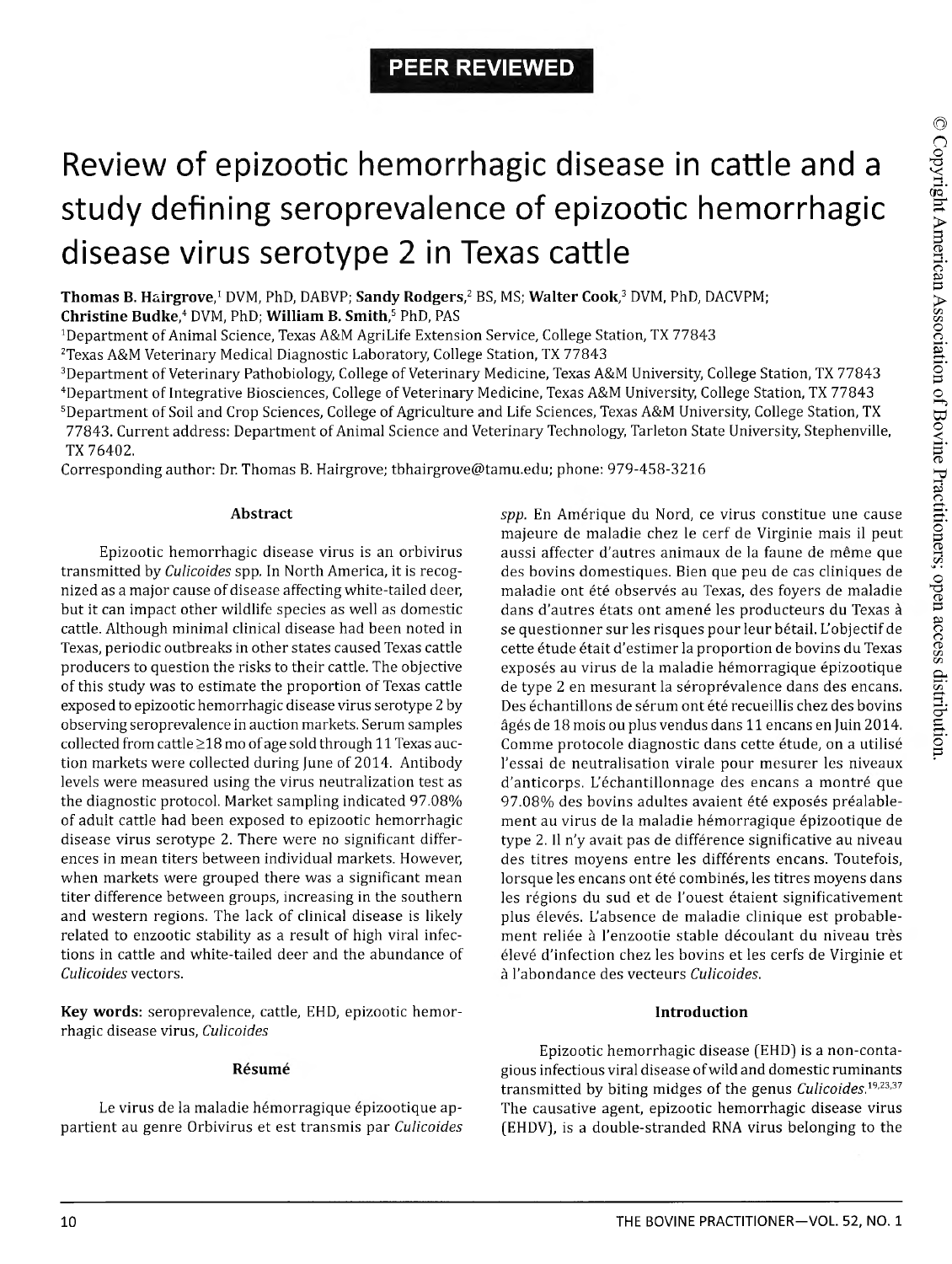PEER REVIEWED

# Review of epizootic hemorrhagic disease in cattle and a study defining seroprevalence of epizootic hemorrhagic disease virus serotype 2 in Texas cattle

**Thomas B. Hairgrove**,[1] DVM, PhD, DABVP; **Sandy Rodgers**,[2] BS, MS; **Walter Cook**,[3] DVM, PhD, DACVPM; **Christine Budke**,[4] DVM, PhD; **William B. Smith**,[5] PhD, PAS

[1]Department of Animal Science, Texas A&M AgriLife Extension Service, College Station, TX 77843
[2]Texas A&M Veterinary Medical Diagnostic Laboratory, College Station, TX 77843
[3]Department of Veterinary Pathobiology, College of Veterinary Medicine, Texas A&M University, College Station, TX 77843
[4]Department of Integrative Biosciences, College of Veterinary Medicine, Texas A&M University, College Station, TX 77843
[5]Department of Soil and Crop Sciences, College of Agriculture and Life Sciences, Texas A&M University, College Station, TX 77843. Current address: Department of Animal Science and Veterinary Technology, Tarleton State University, Stephenville, TX 76402.

Corresponding author: Dr. Thomas B. Hairgrove; tbhairgrove@tamu.edu; phone: 979-458-3216

© Copyright American Association of Bovine Practitioners; open access distribution.

### Abstract

Epizootic hemorrhagic disease virus is an orbivirus transmitted by *Culicoides* spp. In North America, it is recognized as a major cause of disease affecting white-tailed deer, but it can impact other wildlife species as well as domestic cattle. Although minimal clinical disease had been noted in Texas, periodic outbreaks in other states caused Texas cattle producers to question the risks to their cattle. The objective of this study was to estimate the proportion of Texas cattle exposed to epizootic hemorrhagic disease virus serotype 2 by observing seroprevalence in auction markets. Serum samples collected from cattle ≥18 mo of age sold through 11 Texas auction markets were collected during June of 2014. Antibody levels were measured using the virus neutralization test as the diagnostic protocol. Market sampling indicated 97.08% of adult cattle had been exposed to epizootic hemorrhagic disease virus serotype 2. There were no significant differences in mean titers between individual markets. However, when markets were grouped there was a significant mean titer difference between groups, increasing in the southern and western regions. The lack of clinical disease is likely related to enzootic stability as a result of high viral infections in cattle and white-tailed deer and the abundance of *Culicoides* vectors.

**Key words:** seroprevalence, cattle, EHD, epizootic hemorrhagic disease virus, *Culicoides*

### Résumé

Le virus de la maladie hémorragique épizootique appartient au genre Orbivirus et est transmis par *Culicoides spp.* En Amérique du Nord, ce virus constitue une cause majeure de maladie chez le cerf de Virginie mais il peut aussi affecter d'autres animaux de la faune de même que des bovins domestiques. Bien que peu de cas cliniques de maladie ont été observés au Texas, des foyers de maladie dans d'autres états ont amené les producteurs du Texas à se questionner sur les risques pour leur bétail. L'objectif de cette étude était d'estimer la proportion de bovins du Texas exposés au virus de la maladie hémorragique épizootique de type 2 en mesurant la séroprévalence dans des encans. Des échantillons de sérum ont été recueillis chez des bovins âgés de 18 mois ou plus vendus dans 11 encans en Juin 2014. Comme protocole diagnostic dans cette étude, on a utilisé l'essai de neutralisation virale pour mesurer les niveaux d'anticorps. L'échantillonnage des encans a montré que 97.08% des bovins adultes avaient été exposés préalablement au virus de la maladie hémorragique épizootique de type 2. Il n'y avait pas de différence significative au niveau des titres moyens entre les différents encans. Toutefois, lorsque les encans ont été combinés, les titres moyens dans les régions du sud et de l'ouest étaient significativement plus élevés. L'absence de maladie clinique est probablement reliée à l'enzootie stable découlant du niveau très élevé d'infection chez les bovins et les cerfs de Virginie et à l'abondance des vecteurs *Culicoides*.

### Introduction

Epizootic hemorrhagic disease (EHD) is a non-contagious infectious viral disease of wild and domestic ruminants transmitted by biting midges of the genus *Culicoides*.[19,23,37] The causative agent, epizootic hemorrhagic disease virus (EHDV), is a double-stranded RNA virus belonging to the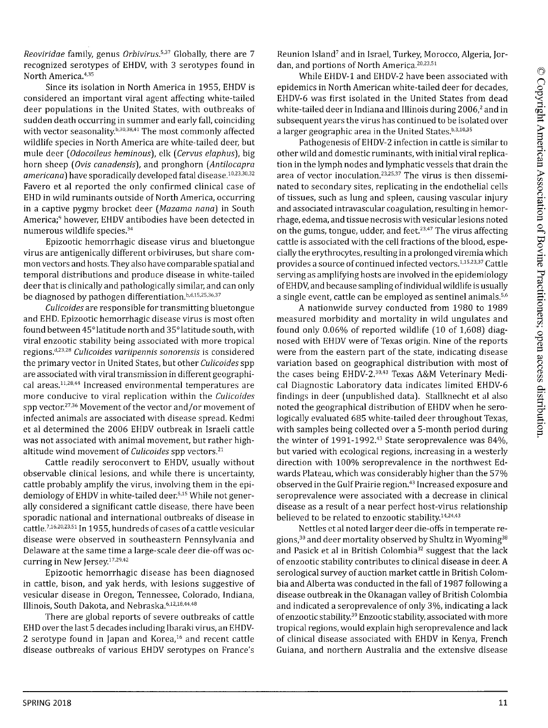*Reoviridae* family, genus *Orbivirus*.[5,37] Globally, there are 7 recognized serotypes of EHDV, with 3 serotypes found in North America.[4,35]

Since its isolation in North America in 1955, EHDV is considered an important viral agent affecting white-tailed deer populations in the United States, with outbreaks of sudden death occurring in summer and early fall, coinciding with vector seasonality.[b,30,38,41] The most commonly affected wildlife species in North America are white-tailed deer, but mule deer (*Odocoileus heminous*), elk (*Cervus elaphus*), big horn sheep (*Ovis canadensis*), and pronghorn (*Antilocapra americana*) have sporadically developed fatal disease.[10,23,30,32] Favero et al reported the only confirmed clinical case of EHD in wild ruminants outside of North America, occurring in a captive pygmy brocket deer (*Mazama nana*) in South America;[9] however, EHDV antibodies have been detected in numerous wildlife species.[34]

Epizootic hemorrhagic disease virus and bluetongue virus are antigenically different orbiviruses, but share common vectors and hosts. They also have comparable spatial and temporal distributions and produce disease in white-tailed deer that is clinically and pathologically similar, and can only be diagnosed by pathogen differentiation.[b,d,15,25,36,37]

*Culicoides* are responsible for transmitting bluetongue and EHD. Epizootic hemorrhagic disease virus is most often found between 45° latitude north and 35° latitude south, with viral enzootic stability being associated with more tropical regions.[d,23,28] *Culicoides variipennis sonorensis* is considered the primary vector in United States, but other *Culicoides* spp are associated with viral transmission in different geographical areas.[11,28,44] Increased environmental temperatures are more conducive to viral replication within the *Culicoides* spp vector.[27,36] Movement of the vector and/or movement of infected animals are associated with disease spread. Kedmi et al determined the 2006 EHDV outbreak in Israeli cattle was not associated with animal movement, but rather high-altitude wind movement of *Culicoides* spp vectors.[21]

Cattle readily seroconvert to EHDV, usually without observable clinical lesions, and while there is uncertainty, cattle probably amplify the virus, involving them in the epidemiology of EHDV in white-tailed deer.[5,15] While not generally considered a significant cattle disease, there have been sporadic national and international outbreaks of disease in cattle.[7,16,20,23,51] In 1955, hundreds of cases of a cattle vesicular disease were observed in southeastern Pennsylvania and Delaware at the same time a large-scale deer die-off was occurring in New Jersey.[17,29,42]

Epizootic hemorrhagic disease has been diagnosed in cattle, bison, and yak herds, with lesions suggestive of vesicular disease in Oregon, Tennessee, Colorado, Indiana, Illinois, South Dakota, and Nebraska.[6,12,18,44,48]

There are global reports of severe outbreaks of cattle EHD over the last 5 decades including Ibaraki virus, an EHDV-2 serotype found in Japan and Korea,[16] and recent cattle disease outbreaks of various EHDV serotypes on France's Reunion Island[7] and in Israel, Turkey, Morocco, Algeria, Jordan, and portions of North America.[20,23,51]

While EHDV-1 and EHDV-2 have been associated with epidemics in North American white-tailed deer for decades, EHDV-6 was first isolated in the United States from dead white-tailed deer in Indiana and Illinois during 2006,[2] and in subsequent years the virus has continued to be isolated over a larger geographic area in the United States.[b,3,10,35]

Pathogenesis of EHDV-2 infection in cattle is similar to other wild and domestic ruminants, with initial viral replication in the lymph nodes and lymphatic vessels that drain the area of vector inoculation.[23,25,37] The virus is then disseminated to secondary sites, replicating in the endothelial cells of tissues, such as lung and spleen, causing vascular injury and associated intravascular coagulation, resulting in hemorrhage, edema, and tissue necrosis with vesicular lesions noted on the gums, tongue, udder, and feet.[23,47] The virus affecting cattle is associated with the cell fractions of the blood, especially the erythrocytes, resulting in a prolonged viremia which provides a source of continued infected vectors.[1,15,23,37] Cattle serving as amplifying hosts are involved in the epidemiology of EHDV, and because sampling of individual wildlife is usually a single event, cattle can be employed as sentinel animals.[5,6]

A nationwide survey conducted from 1980 to 1989 measured morbidity and mortality in wild ungulates and found only 0.06% of reported wildlife (10 of 1,608) diagnosed with EHDV were of Texas origin. Nine of the reports were from the eastern part of the state, indicating disease variation based on geographical distribution with most of the cases being EHDV-2.[30,43] Texas A&M Veterinary Medical Diagnostic Laboratory data indicates limited EHDV-6 findings in deer (unpublished data). Stallknecht et al also noted the geographical distribution of EHDV when he serologically evaluated 685 white-tailed deer throughout Texas, with samples being collected over a 5-month period during the winter of 1991-1992.[43] State seroprevalence was 84%, but varied with ecological regions, increasing in a westerly direction with 100% seroprevalence in the northwest Edwards Plateau, which was considerably higher than the 57% observed in the Gulf Prairie region.[43] Increased exposure and seroprevalence were associated with a decrease in clinical disease as a result of a near perfect host-virus relationship believed to be related to enzootic stability.[14,24,43]

Nettles et al noted larger deer die-offs in temperate regions,[30] and deer mortality observed by Shultz in Wyoming[38] and Pasick et al in British Colombia[32] suggest that the lack of enzootic stability contributes to clinical disease in deer. A serological survey of auction market cattle in British Colombia and Alberta was conducted in the fall of 1987 following a disease outbreak in the Okanagan valley of British Colombia and indicated a seroprevalence of only 3%, indicating a lack of enzootic stability.[39] Enzootic stability, associated with more tropical regions, would explain high seroprevalence and lack of clinical disease associated with EHDV in Kenya, French Guiana, and northern Australia and the extensive disease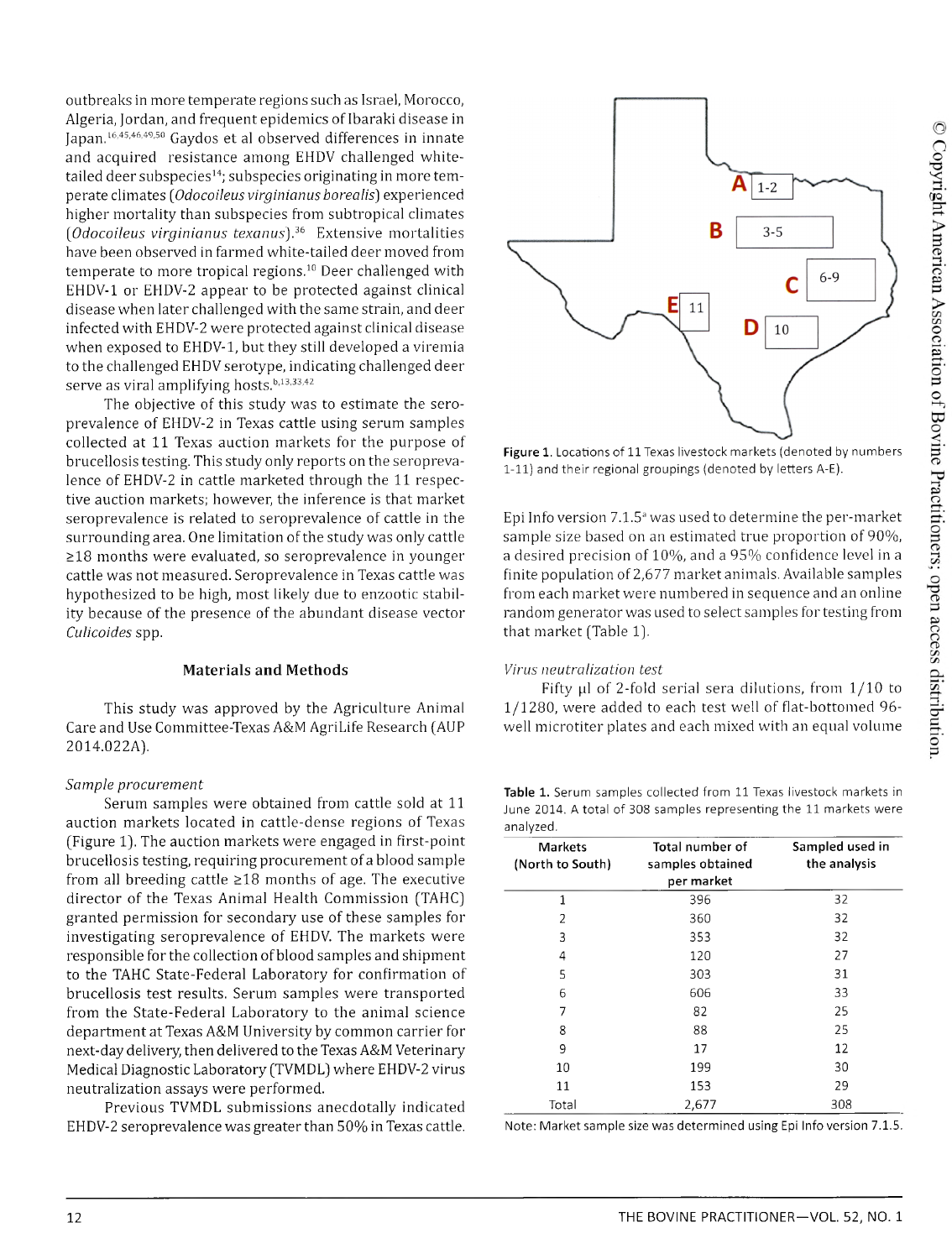outbreaks in more temperate regions such as Israel, Morocco, Algeria, Jordan, and frequent epidemics of Ibaraki disease in Japan.[16,45,46,49,50] Gaydos et al observed differences in innate and acquired resistance among EHDV challenged white-tailed deer subspecies[14]; subspecies originating in more temperate climates (*Odocoileus virginianus borealis*) experienced higher mortality than subspecies from subtropical climates (*Odocoileus virginianus texanus*).[36] Extensive mortalities have been observed in farmed white-tailed deer moved from temperate to more tropical regions.[10] Deer challenged with EHDV-1 or EHDV-2 appear to be protected against clinical disease when later challenged with the same strain, and deer infected with EHDV-2 were protected against clinical disease when exposed to EHDV-1, but they still developed a viremia to the challenged EHDV serotype, indicating challenged deer serve as viral amplifying hosts.[b,13,33,42]

The objective of this study was to estimate the seroprevalence of EHDV-2 in Texas cattle using serum samples collected at 11 Texas auction markets for the purpose of brucellosis testing. This study only reports on the seroprevalence of EHDV-2 in cattle marketed through the 11 respective auction markets; however, the inference is that market seroprevalence is related to seroprevalence of cattle in the surrounding area. One limitation of the study was only cattle ≥18 months were evaluated, so seroprevalence in younger cattle was not measured. Seroprevalence in Texas cattle was hypothesized to be high, most likely due to enzootic stability because of the presence of the abundant disease vector *Culicoides* spp.

## Materials and Methods

This study was approved by the Agriculture Animal Care and Use Committee-Texas A&M AgriLife Research (AUP 2014.022A).

### *Sample procurement*

Serum samples were obtained from cattle sold at 11 auction markets located in cattle-dense regions of Texas (Figure 1). The auction markets were engaged in first-point brucellosis testing, requiring procurement of a blood sample from all breeding cattle ≥18 months of age. The executive director of the Texas Animal Health Commission (TAHC) granted permission for secondary use of these samples for investigating seroprevalence of EHDV. The markets were responsible for the collection of blood samples and shipment to the TAHC State-Federal Laboratory for confirmation of brucellosis test results. Serum samples were transported from the State-Federal Laboratory to the animal science department at Texas A&M University by common carrier for next-day delivery, then delivered to the Texas A&M Veterinary Medical Diagnostic Laboratory (TVMDL) where EHDV-2 virus neutralization assays were performed.

Previous TVMDL submissions anecdotally indicated EHDV-2 seroprevalence was greater than 50% in Texas cattle.

**Figure 1.** Locations of 11 Texas livestock markets (denoted by numbers 1-11) and their regional groupings (denoted by letters A-E).

Epi Info version 7.1.5[a] was used to determine the per-market sample size based on an estimated true proportion of 90%, a desired precision of 10%, and a 95% confidence level in a finite population of 2,677 market animals. Available samples from each market were numbered in sequence and an online random generator was used to select samples for testing from that market (Table 1).

### *Virus neutralization test*

Fifty µl of 2-fold serial sera dilutions, from 1/10 to 1/1280, were added to each test well of flat-bottomed 96-well microtiter plates and each mixed with an equal volume

**Table 1.** Serum samples collected from 11 Texas livestock markets in June 2014. A total of 308 samples representing the 11 markets were analyzed.

| Markets (North to South) | Total number of samples obtained per market | Sampled used in the analysis |
|---|---|---|
| 1 | 396 | 32 |
| 2 | 360 | 32 |
| 3 | 353 | 32 |
| 4 | 120 | 27 |
| 5 | 303 | 31 |
| 6 | 606 | 33 |
| 7 | 82 | 25 |
| 8 | 88 | 25 |
| 9 | 17 | 12 |
| 10 | 199 | 30 |
| 11 | 153 | 29 |
| Total | 2,677 | 308 |

Note: Market sample size was determined using Epi Info version 7.1.5.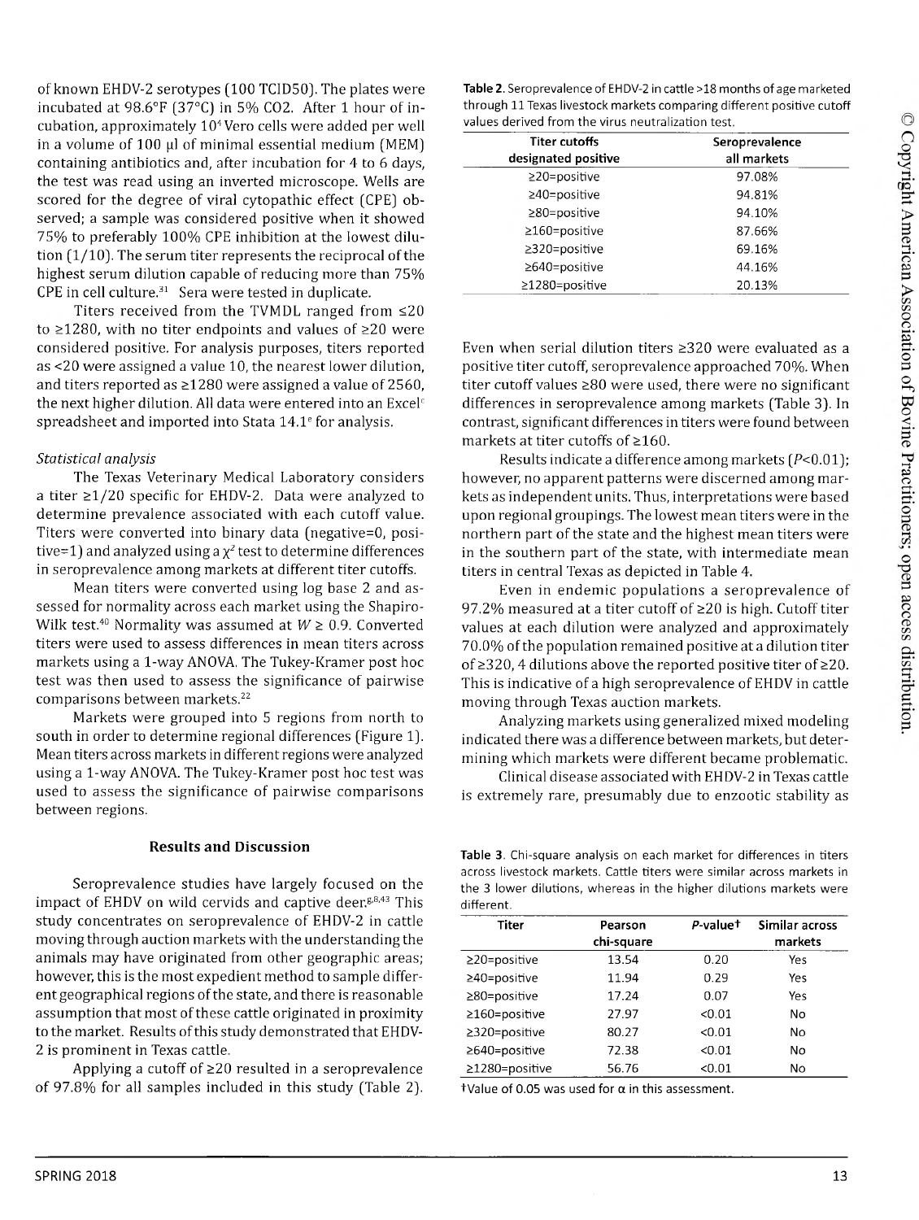of known EHDV-2 serotypes (100 TCID50). The plates were incubated at 98.6°F (37°C) in 5% CO2. After 1 hour of incubation, approximately $10^4$ Vero cells were added per well in a volume of 100 µl of minimal essential medium (MEM) containing antibiotics and, after incubation for 4 to 6 days, the test was read using an inverted microscope. Wells are scored for the degree of viral cytopathic effect (CPE) observed; a sample was considered positive when it showed 75% to preferably 100% CPE inhibition at the lowest dilution (1/10). The serum titer represents the reciprocal of the highest serum dilution capable of reducing more than 75% CPE in cell culture.[31] Sera were tested in duplicate.

Titers received from the TVMDL ranged from ≤20 to ≥1280, with no titer endpoints and values of ≥20 were considered positive. For analysis purposes, titers reported as <20 were assigned a value 10, the nearest lower dilution, and titers reported as ≥1280 were assigned a value of 2560, the next higher dilution. All data were entered into an Excel[c] spreadsheet and imported into Stata 14.1[e] for analysis.

*Statistical analysis*

The Texas Veterinary Medical Laboratory considers a titer ≥1/20 specific for EHDV-2. Data were analyzed to determine prevalence associated with each cutoff value. Titers were converted into binary data (negative=0, positive=1) and analyzed using a $\chi^2$ test to determine differences in seroprevalence among markets at different titer cutoffs.

Mean titers were converted using log base 2 and assessed for normality across each market using the Shapiro-Wilk test.[40] Normality was assumed at $W \geq 0.9$. Converted titers were used to assess differences in mean titers across markets using a 1-way ANOVA. The Tukey-Kramer post hoc test was then used to assess the significance of pairwise comparisons between markets.[22]

Markets were grouped into 5 regions from north to south in order to determine regional differences (Figure 1). Mean titers across markets in different regions were analyzed using a 1-way ANOVA. The Tukey-Kramer post hoc test was used to assess the significance of pairwise comparisons between regions.

## Results and Discussion

Seroprevalence studies have largely focused on the impact of EHDV on wild cervids and captive deer.[6,8,43] This study concentrates on seroprevalence of EHDV-2 in cattle moving through auction markets with the understanding the animals may have originated from other geographic areas; however, this is the most expedient method to sample different geographical regions of the state, and there is reasonable assumption that most of these cattle originated in proximity to the market. Results of this study demonstrated that EHDV-2 is prominent in Texas cattle.

Applying a cutoff of ≥20 resulted in a seroprevalence of 97.8% for all samples included in this study (Table 2).

**Table 2**. Seroprevalence of EHDV-2 in cattle >18 months of age marketed through 11 Texas livestock markets comparing different positive cutoff values derived from the virus neutralization test.

| Titer cutoffs designated positive | Seroprevalence all markets |
|---|---|
| ≥20=positive | 97.08% |
| ≥40=positive | 94.81% |
| ≥80=positive | 94.10% |
| ≥160=positive | 87.66% |
| ≥320=positive | 69.16% |
| ≥640=positive | 44.16% |
| ≥1280=positive | 20.13% |

Even when serial dilution titers ≥320 were evaluated as a positive titer cutoff, seroprevalence approached 70%. When titer cutoff values ≥80 were used, there were no significant differences in seroprevalence among markets (Table 3). In contrast, significant differences in titers were found between markets at titer cutoffs of ≥160.

Results indicate a difference among markets ($P<0.01$); however, no apparent patterns were discerned among markets as independent units. Thus, interpretations were based upon regional groupings. The lowest mean titers were in the northern part of the state and the highest mean titers were in the southern part of the state, with intermediate mean titers in central Texas as depicted in Table 4.

Even in endemic populations a seroprevalence of 97.2% measured at a titer cutoff of ≥20 is high. Cutoff titer values at each dilution were analyzed and approximately 70.0% of the population remained positive at a dilution titer of ≥320, 4 dilutions above the reported positive titer of ≥20. This is indicative of a high seroprevalence of EHDV in cattle moving through Texas auction markets.

Analyzing markets using generalized mixed modeling indicated there was a difference between markets, but determining which markets were different became problematic.

Clinical disease associated with EHDV-2 in Texas cattle is extremely rare, presumably due to enzootic stability as

**Table 3**. Chi-square analysis on each market for differences in titers across livestock markets. Cattle titers were similar across markets in the 3 lower dilutions, whereas in the higher dilutions markets were different.

| Titer | Pearson chi-square | *P*-value† | Similar across markets |
|---|---|---|---|
| ≥20=positive | 13.54 | 0.20 | Yes |
| ≥40=positive | 11.94 | 0.29 | Yes |
| ≥80=positive | 17.24 | 0.07 | Yes |
| ≥160=positive | 27.97 | <0.01 | No |
| ≥320=positive | 80.27 | <0.01 | No |
| ≥640=positive | 72.38 | <0.01 | No |
| ≥1280=positive | 56.76 | <0.01 | No |

†Value of 0.05 was used for $\alpha$ in this assessment.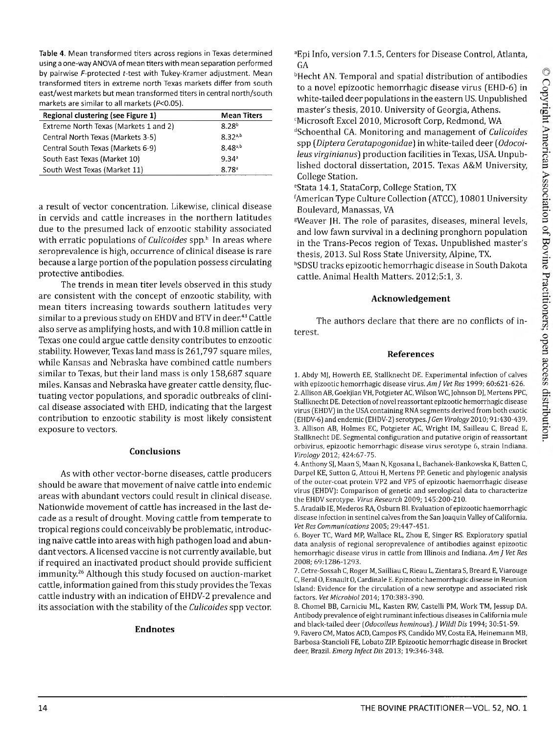Table 4. Mean transformed titers across regions in Texas determined using a one-way ANOVA of mean titers with mean separation performed by pairwise *F*-protected *t*-test with Tukey-Kramer adjustment. Mean transformed titers in extreme north Texas markets differ from south east/west markets but mean transformed titers in central north/south markets are similar to all markets ($P<0.05$).

| Regional clustering (see Figure 1) | Mean Titers |
|---|---|
| Extreme North Texas (Markets 1 and 2) | 8.28[b] |
| Central North Texas (Markets 3-5) | 8.32[a,b] |
| Central South Texas (Markets 6-9) | 8.48[a,b] |
| South East Texas (Market 10) | 9.34[a] |
| South West Texas (Market 11) | 8.78[a] |

a result of vector concentration. Likewise, clinical disease in cervids and cattle increases in the northern latitudes due to the presumed lack of enzootic stability associated with erratic populations of *Culicoides* spp.[h] In areas where seroprevalence is high, occurrence of clinical disease is rare because a large portion of the population possess circulating protective antibodies.

The trends in mean titer levels observed in this study are consistent with the concept of enzootic stability, with mean titers increasing towards southern latitudes very similar to a previous study on EHDV and BTV in deer.[43] Cattle also serve as amplifying hosts, and with 10.8 million cattle in Texas one could argue cattle density contributes to enzootic stability. However, Texas land mass is 261,797 square miles, while Kansas and Nebraska have combined cattle numbers similar to Texas, but their land mass is only 158,687 square miles. Kansas and Nebraska have greater cattle density, fluctuating vector populations, and sporadic outbreaks of clinical disease associated with EHD, indicating that the largest contribution to enzootic stability is most likely consistent exposure to vectors.

## Conclusions

As with other vector-borne diseases, cattle producers should be aware that movement of naive cattle into endemic areas with abundant vectors could result in clinical disease. Nationwide movement of cattle has increased in the last decade as a result of drought. Moving cattle from temperate to tropical regions could conceivably be problematic, introducing naïve cattle into areas with high pathogen load and abundant vectors. A licensed vaccine is not currently available, but if required an inactivated product should provide sufficient immunity.[26] Although this study focused on auction-market cattle, information gained from this study provides the Texas cattle industry with an indication of EHDV-2 prevalence and its association with the stability of the *Culicoides* spp vector.

## Endnotes

[a]Epi Info, version 7.1.5, Centers for Disease Control, Atlanta, GA

[b]Hecht AN. Temporal and spatial distribution of antibodies to a novel epizootic hemorrhagic disease virus (EHD-6) in white-tailed deer populations in the eastern US. Unpublished master's thesis, 2010. University of Georgia, Athens.

[c]Microsoft Excel 2010, Microsoft Corp, Redmond, WA

[d]Schoenthal CA. Monitoring and management of *Culicoides* spp (*Diptera Ceratapogonidae*) in white-tailed deer (*Odocoileus virginianus*) production facilities in Texas, USA. Unpublished doctoral dissertation, 2015. Texas A&M University, College Station.

[e]Stata 14.1, StataCorp, College Station, TX

[f]American Type Culture Collection (ATCC), 10801 University Boulevard, Manassas, VA

[g]Weaver JH. The role of parasites, diseases, mineral levels, and low fawn survival in a declining pronghorn population in the Trans-Pecos region of Texas. Unpublished master's thesis, 2013. Sul Ross State University, Alpine, TX.

[h]SDSU tracks epizootic hemorrhagic disease in South Dakota cattle. Animal Health Matters. 2012;5:1, 3.

## Acknowledgement

The authors declare that there are no conflicts of interest.

## References

1. Abdy MJ, Howerth EE, Stallknecht DE. Experimental infection of calves with epizootic hemorrhagic disease virus. *Am J Vet Res* 1999; 60:621-626.
2. Allison AB, Goekjian VH, Potgieter AC, Wilson WC, Johnson DJ, Mertens PPC, Stallknecht DE. Detection of novel reassortant epizootic hemorrhagic disease virus (EHDV) in the USA containing RNA segments derived from both exotic (EHDV-6) and endemic (EHDV-2) serotypes. *J Gen Virology* 2010; 91:430-439.
3. Allison AB, Holmes EC, Potgieter AC, Wright IM, Sailleau C, Bread E, Stallknecht DE. Segmental configuration and putative origin of reassortant orbivirus, epizootic hemorrhagic disease virus serotype 6, strain Indiana. *Virology* 2012; 424:67-75.
4. Anthony SJ, Maan S, Maan N, Kgosana L, Bachanek-Bankowska K, Batten C, Darpel KE, Sutton G, Attoui H, Mertens PP. Genetic and phylogenic analysis of the outer-coat protein VP2 and VP5 of epizootic haemorrhagic disease virus (EHDV): Comparison of genetic and serological data to characterize the EHDV serotype. *Virus Research* 2009; 145:200-210.
5. Aradaib IE, Mederos RA, Osburn BI. Evaluation of epizootic haemorrhagic disease infection in sentinel calves from the San Joaquin Valley of California. *Vet Res Communications* 2005; 29:447-451.
6. Boyer TC, Ward MP, Wallace RL, Zhou E, Singer RS. Exploratory spatial data analysis of regional seroprevalence of antibodies against epizootic hemorrhagic disease virus in cattle from Illinois and Indiana. *Am J Vet Res* 2008; 69:1286-1293.
7. Cetre-Sossah C, Roger M, Sailliau C, Rieau L, Zientara S, Breard E, Viarouge C, Beral O, Esnault O, Cardinale E. Epizootic haemorrhagic disease in Reunion Island: Evidence for the circulation of a new serotype and associated risk factors. *Vet Microbiol* 2014; 170:383-390.
8. Chomel BB, Carniciu ML, Kasten RW, Castelli PM, Work TM, Jessup DA. Antibody prevalence of eight ruminant infectious diseases in California mule and black-tailed deer (*Odocoileus heminous*). *J Wildl Dis* 1994; 30:51-59.
9. Favero CM, Matos ACD, Campos FS, Candido MV, Costa EA, Heinemann MB, Barbosa-Stancioli FE, Lobato ZIP. Epizootic hemorrhagic disease in Brocket deer, Brazil. *Emerg Infect Dis* 2013; 19:346-348.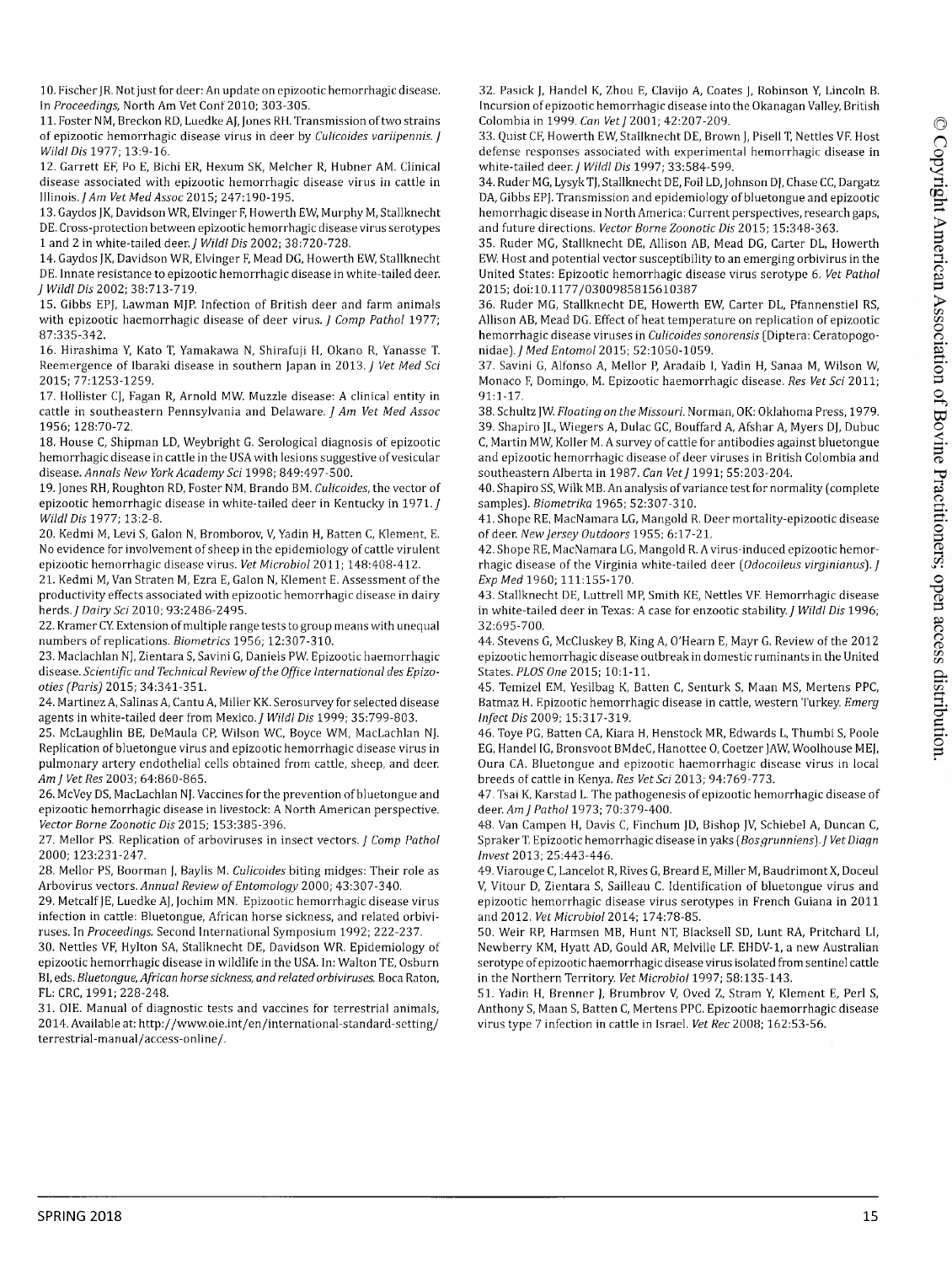10. Fischer JR. Not just for deer: An update on epizootic hemorrhagic disease. In *Proceedings*, North Am Vet Conf 2010; 303-305.

11. Foster NM, Breckon RD, Luedke AJ, Jones RH. Transmission of two strains of epizootic hemorrhagic disease virus in deer by *Culicoides variipennis*. *J Wildl Dis* 1977; 13:9-16.

12. Garrett EF, Po E, Bichi ER, Hexum SK, Melcher R, Hubner AM. Clinical disease associated with epizootic hemorrhagic disease virus in cattle in Illinois. *J Am Vet Med Assoc* 2015; 247:190-195.

13. Gaydos JK, Davidson WR, Elvinger F, Howerth EW, Murphy M, Stallknecht DE. Cross-protection between epizootic hemorrhagic disease virus serotypes 1 and 2 in white-tailed deer. *J Wildl Dis* 2002; 38:720-728.

14. Gaydos JK, Davidson WR, Elvinger F, Mead DG, Howerth EW, Stallknecht DE. Innate resistance to epizootic hemorrhagic disease in white-tailed deer. *J Wildl Dis* 2002; 38:713-719.

15. Gibbs EPJ, Lawman MJP. Infection of British deer and farm animals with epizootic haemorrhagic disease of deer virus. *J Comp Pathol* 1977; 87:335-342.

16. Hirashima Y, Kato T, Yamakawa N, Shirafuji H, Okano R, Yanasse T. Reemergence of Ibaraki disease in southern Japan in 2013. *J Vet Med Sci* 2015; 77:1253-1259.

17. Hollister CJ, Fagan R, Arnold MW. Muzzle disease: A clinical entity in cattle in southeastern Pennsylvania and Delaware. *J Am Vet Med Assoc* 1956; 128:70-72.

18. House C, Shipman LD, Weybright G. Serological diagnosis of epizootic hemorrhagic disease in cattle in the USA with lesions suggestive of vesicular disease. *Annals New York Academy Sci* 1998; 849:497-500.

19. Jones RH, Roughton RD, Foster NM, Brando BM. *Culicoides*, the vector of epizootic hemorrhagic disease in white-tailed deer in Kentucky in 1971. *J Wildl Dis* 1977; 13:2-8.

20. Kedmi M, Levi S, Galon N, Bromborov, V, Yadin H, Batten C, Klement, E. No evidence for involvement of sheep in the epidemiology of cattle virulent epizootic hemorrhagic disease virus. *Vet Microbiol* 2011; 148:408-412.

21. Kedmi M, Van Straten M, Ezra E, Galon N, Klement E. Assessment of the productivity effects associated with epizootic hemorrhagic disease in dairy herds. *J Dairy Sci* 2010; 93:2486-2495.

22. Kramer CY. Extension of multiple range tests to group means with unequal numbers of replications. *Biometrics* 1956; 12:307-310.

23. Maclachlan NJ, Zientara S, Savini G, Daniels PW. Epizootic haemorrhagic disease. *Scientific and Technical Review of the Office International des Epizooties (Paris)* 2015; 34:341-351.

24. Martinez A, Salinas A, Cantu A, Miller KK. Serosurvey for selected disease agents in white-tailed deer from Mexico. *J Wildl Dis* 1999; 35:799-803.

25. McLaughlin BE, DeMaula CP, Wilson WC, Boyce WM, MacLachlan NJ. Replication of bluetongue virus and epizootic hemorrhagic disease virus in pulmonary artery endothelial cells obtained from cattle, sheep, and deer. *Am J Vet Res* 2003; 64:860-865.

26. McVey DS, MacLachlan NJ. Vaccines for the prevention of bluetongue and epizootic hemorrhagic disease in livestock: A North American perspective. *Vector Borne Zoonotic Dis* 2015; 153:385-396.

27. Mellor PS. Replication of arboviruses in insect vectors. *J Comp Pathol* 2000; 123:231-247.

28. Mellor PS, Boorman J, Baylis M. *Culicoides* biting midges: Their role as Arbovirus vectors. *Annual Review of Entomology* 2000; 43:307-340.

29. Metcalf JE, Luedke AJ, Jochim MN. Epizootic hemorrhagic disease virus infection in cattle: Bluetongue, African horse sickness, and related orbiviruses. In *Proceedings*. Second International Symposium 1992; 222-237.

30. Nettles VF, Hylton SA, Stallknecht DE, Davidson WR. Epidemiology of epizootic hemorrhagic disease in wildlife in the USA. In: Walton TE, Osburn BI, eds. *Bluetongue, African horse sickness, and related orbiviruses.* Boca Raton, FL: CRC, 1991; 228-248.

31. OIE. Manual of diagnostic tests and vaccines for terrestrial animals, 2014. Available at: http://www.oie.int/en/international-standard-setting/terrestrial-manual/access-online/.

32. Pasick J, Handel K, Zhou E, Clavijo A, Coates J, Robinson Y, Lincoln B. Incursion of epizootic hemorrhagic disease into the Okanagan Valley, British Colombia in 1999. *Can Vet J* 2001; 42:207-209.

33. Quist CF, Howerth EW, Stallknecht DE, Brown J, Pisell T, Nettles VF. Host defense responses associated with experimental hemorrhagic disease in white-tailed deer. *J Wildl Dis* 1997; 33:584-599.

34. Ruder MG, Lysyk TJ, Stallknecht DE, Foil LD, Johnson DJ, Chase CC, Dargatz DA, Gibbs EPJ. Transmission and epidemiology of bluetongue and epizootic hemorrhagic disease in North America: Current perspectives, research gaps, and future directions. *Vector Borne Zoonotic Dis* 2015; 15:348-363.

35. Ruder MG, Stallknecht DE, Allison AB, Mead DG, Carter DL, Howerth EW. Host and potential vector susceptibility to an emerging orbivirus in the United States: Epizootic hemorrhagic disease virus serotype 6. *Vet Pathol* 2015; doi:10.1177/0300985815610387

36. Ruder MG, Stallknecht DE, Howerth EW, Carter DL, Pfannenstiel RS, Allison AB, Mead DG. Effect of heat temperature on replication of epizootic hemorrhagic disease viruses in *Culicoides sonorensis* (Diptera: Ceratopogonidae). *J Med Entomol* 2015; 52:1050-1059.

37. Savini G, Alfonso A, Mellor P, Aradaib I, Yadin H, Sanaa M, Wilson W, Monaco F, Domingo, M. Epizootic haemorrhagic disease. *Res Vet Sci* 2011; 91:1-17.

38. Schultz JW. *Floating on the Missouri*. Norman, OK: Oklahoma Press, 1979.

39. Shapiro JL, Wiegers A, Dulac GC, Bouffard A, Afshar A, Myers DJ, Dubuc C, Martin MW, Koller M. A survey of cattle for antibodies against bluetongue and epizootic hemorrhagic disease of deer viruses in British Colombia and southeastern Alberta in 1987. *Can Vet J* 1991; 55:203-204.

40. Shapiro SS, Wilk MB. An analysis of variance test for normality (complete samples). *Biometrika* 1965; 52:307-310.

41. Shope RE, MacNamara LG, Mangold R. Deer mortality-epizootic disease of deer. *New Jersey Outdoors* 1955; 6:17-21.

42. Shope RE, MacNamara LG, Mangold R. A virus-induced epizootic hemorrhagic disease of the Virginia white-tailed deer (*Odocoileus virginianus*). *J Exp Med* 1960; 111:155-170.

43. Stallknecht DE, Luttrell MP, Smith KE, Nettles VF. Hemorrhagic disease in white-tailed deer in Texas: A case for enzootic stability. *J Wildl Dis* 1996; 32:695-700.

44. Stevens G, McCluskey B, King A, O'Hearn E, Mayr G. Review of the 2012 epizootic hemorrhagic disease outbreak in domestic ruminants in the United States. *PLOS One* 2015; 10:1-11.

45. Temizel EM, Yesilbag K, Batten C, Senturk S, Maan MS, Mertens PPC, Batmaz H. Epizootic hemorrhagic disease in cattle, western Turkey. *Emerg Infect Dis* 2009; 15:317-319.

46. Toye PG, Batten CA, Kiara H, Henstock MR, Edwards L, Thumbi S, Poole EG, Handel IG, Bronsvoot BMdeC, Hanottee O, Coetzer JAW, Woolhouse MEJ, Oura CA. Bluetongue and epizootic haemorrhagic disease virus in local breeds of cattle in Kenya. *Res Vet Sci* 2013; 94:769-773.

47. Tsai K, Karstad L. The pathogenesis of epizootic hemorrhagic disease of deer. *Am J Pathol* 1973; 70:379-400.

48. Van Campen H, Davis C, Finchum JD, Bishop JV, Schiebel A, Duncan C, Spraker T. Epizootic hemorrhagic disease in yaks (*Bos grunniens*). *J Vet Diagn Invest* 2013; 25:443-446.

49. Viarouge C, Lancelot R, Rives G, Breard E, Miller M, Baudrimont X, Doceul V, Vitour D, Zientara S, Sailleau C. Identification of bluetongue virus and epizootic hemorrhagic disease virus serotypes in French Guiana in 2011 and 2012. *Vet Microbiol* 2014; 174:78-85.

50. Weir RP, Harmsen MB, Hunt NT, Blacksell SD, Lunt RA, Pritchard LI, Newberry KM, Hyatt AD, Gould AR, Melville LF. EHDV-1, a new Australian serotype of epizootic haemorrhagic disease virus isolated from sentinel cattle in the Northern Territory. *Vet Microbiol* 1997; 58:135-143.

51. Yadin H, Brenner J, Brumbrov V, Oved Z, Stram Y, Klement E, Perl S, Anthony S, Maan S, Batten C, Mertens PPC. Epizootic haemorrhagic disease virus type 7 infection in cattle in Israel. *Vet Rec* 2008; 162:53-56.

© Copyright American Association of Bovine Practitioners; open access distribution.